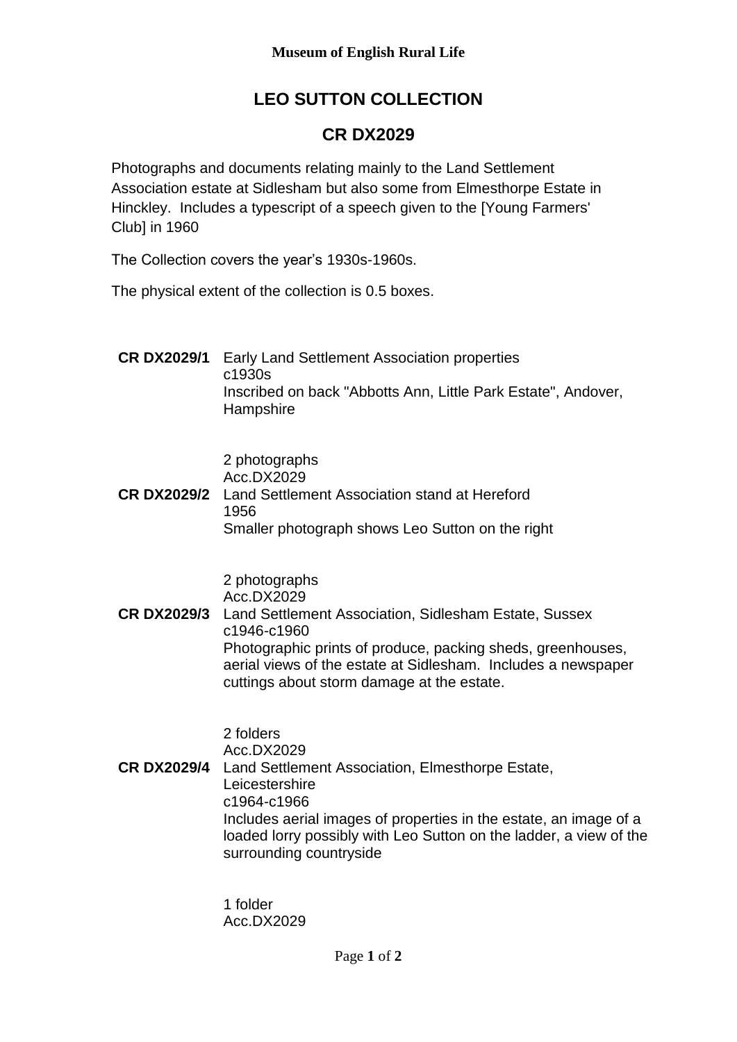**Museum of English Rural Life**

# LEO SUTTON COLLECTION

## CR DX2029

Photographs and documents relating mainly to the Land Settlement Association estate at Sidlesham but also some from Elmesthorpe Estate in Hinckley. Includes a typescript of a speech given to the [Young Farmers' Club] in 1960

The Collection covers the year's 1930s-1960s.

The physical extent of the collection is 0.5 boxes.

**CR DX2029/1** Early Land Settlement Association properties
c1930s
Inscribed on back "Abbotts Ann, Little Park Estate", Andover, Hampshire

2 photographs
Acc.DX2029

**CR DX2029/2** Land Settlement Association stand at Hereford
1956
Smaller photograph shows Leo Sutton on the right

2 photographs
Acc.DX2029

**CR DX2029/3** Land Settlement Association, Sidlesham Estate, Sussex
c1946-c1960
Photographic prints of produce, packing sheds, greenhouses, aerial views of the estate at Sidlesham. Includes a newspaper cuttings about storm damage at the estate.

2 folders
Acc.DX2029

**CR DX2029/4** Land Settlement Association, Elmesthorpe Estate, Leicestershire
c1964-c1966
Includes aerial images of properties in the estate, an image of a loaded lorry possibly with Leo Sutton on the ladder, a view of the surrounding countryside

1 folder
Acc.DX2029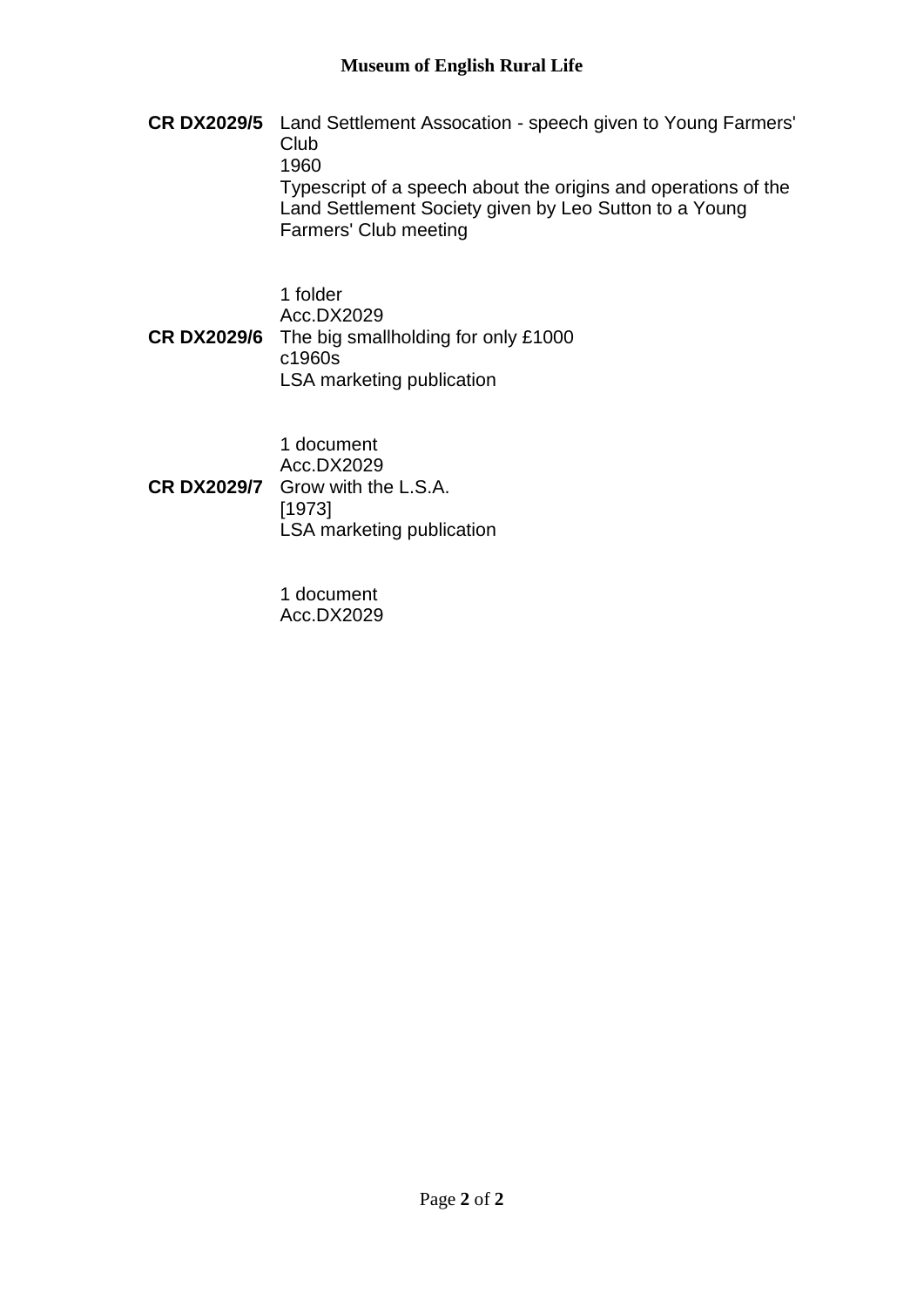**CR DX2029/5** Land Settlement Assocation - speech given to Young Farmers' Club
1960
Typescript of a speech about the origins and operations of the Land Settlement Society given by Leo Sutton to a Young Farmers' Club meeting

1 folder
Acc.DX2029

**CR DX2029/6** The big smallholding for only £1000
c1960s
LSA marketing publication

1 document
Acc.DX2029

**CR DX2029/7** Grow with the L.S.A.
[1973]
LSA marketing publication

1 document
Acc.DX2029